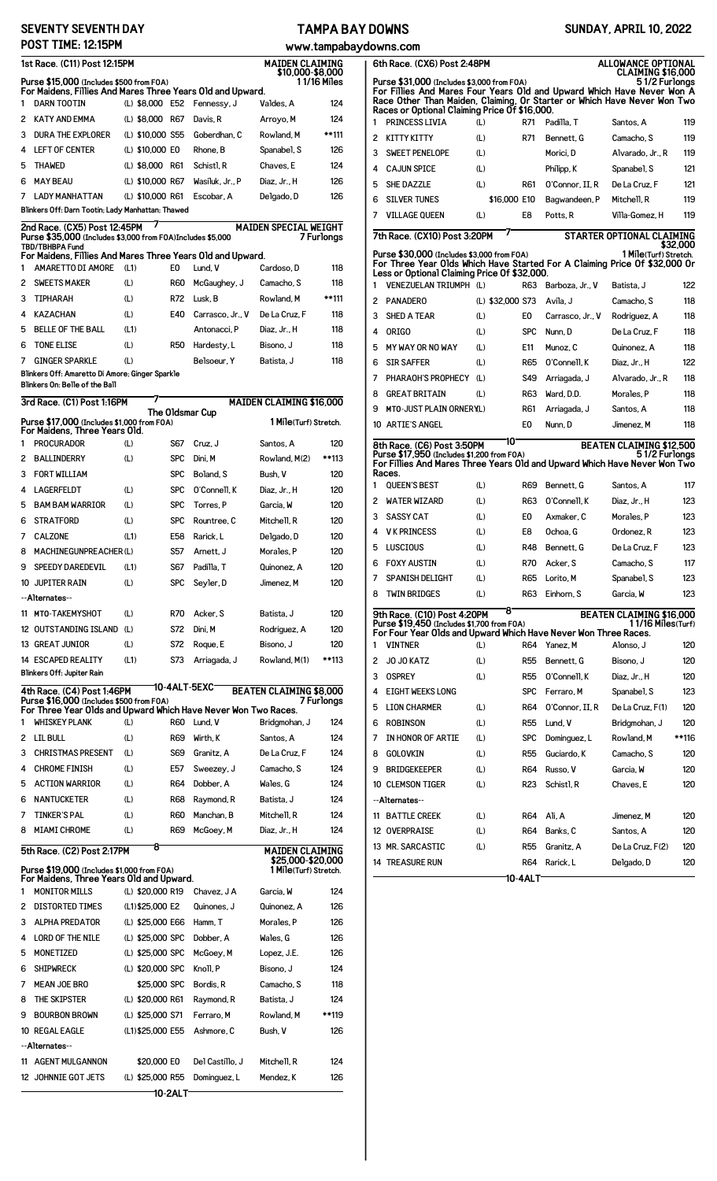**SEVENTY SEVENTH DAY** — **TAMPA BAY DOWNS** — **SUNDAY, APRIL 10, 2022**

**POST TIME: 12:15PM** — www.tampabaydowns.com

## 1st Race. (C11) Post 12:15PM — MAIDEN CLAIMING $10,000-$8,000

Purse $15,000 (Includes $500 from FOA) — 1 1/16 Miles

For Maidens, Fillies And Mares Three Years Old and Upward.

| # | Horse | | | Trainer | Jockey | Wt |
|---|---|---|---|---|---|---|
| 1 | DARN TOOTIN | (L) $8,000 | E52 | Fennessy, J | Valdes, A | 124 |
| 2 | KATY AND EMMA | (L) $8,000 | R67 | Davis, R | Arroyo, M | 124 |
| 3 | DURA THE EXPLORER | (L) $10,000 | S55 | Goberdhan, C | Rowland, M | **111 |
| 4 | LEFT OF CENTER | (L) $10,000 | E0 | Rhone, B | Spanabel, S | 126 |
| 5 | THAWED | (L) $8,000 | R61 | Schistl, R | Chaves, E | 124 |
| 6 | MAY BEAU | (L) $10,000 | R67 | Wasiluk, Jr., P | Diaz, Jr., H | 126 |
| 7 | LADY MANHATTAN | (L) $10,000 | R61 | Escobar, A | Delgado, D | 126 |

Blinkers Off: Darn Tootin; Lady Manhattan; Thawed

## 2nd Race. (CX5) Post 12:45PM — MAIDEN SPECIAL WEIGHT

Purse $35,000 (Includes $3,000 from FOA)Includes $5,000 TBD/TBHBPA Fund — 7 Furlongs

For Maidens, Fillies And Mares Three Years Old and Upward.

| # | Horse | | | Trainer | Jockey | Wt |
|---|---|---|---|---|---|---|
| 1 | AMARETTO DI AMORE | (L1) | E0 | Lund, V | Cardoso, D | 118 |
| 2 | SWEETS MAKER | (L) | R60 | McGaughey, J | Camacho, S | 118 |
| 3 | TIPHARAH | (L) | R72 | Lusk, B | Rowland, M | **111 |
| 4 | KAZACHAN | (L) | E40 | Carrasco, Jr., V | De La Cruz, F | 118 |
| 5 | BELLE OF THE BALL | (L1) | | Antonacci, P | Diaz, Jr., H | 118 |
| 6 | TONE ELISE | (L) | R50 | Hardesty, L | Bisono, J | 118 |
| 7 | GINGER SPARKLE | (L) | | Belsoeur, Y | Batista, J | 118 |

Blinkers Off: Amaretto Di Amore; Ginger Sparkle

Blinkers On: Belle of the Ball

## 3rd Race. (C1) Post 1:16PM — MAIDEN CLAIMING $16,000

The Oldsmar Cup

Purse $17,000 (Includes $1,000 from FOA) — 1 Mile(Turf) Stretch.

For Maidens, Three Years Old.

| # | Horse | | | Trainer | Jockey | Wt |
|---|---|---|---|---|---|---|
| 1 | PROCURADOR | (L) | S67 | Cruz, J | Santos, A | 120 |
| 2 | BALLINDERRY | (L) | SPC | Dini, M | Rowland, M(2) | **113 |
| 3 | FORT WILLIAM | | SPC | Boland, S | Bush, V | 120 |
| 4 | LAGERFELDT | (L) | SPC | O'Connell, K | Diaz, Jr., H | 120 |
| 5 | BAM BAM WARRIOR | (L) | SPC | Torres, P | Garcia, W | 120 |
| 6 | STRATFORD | (L) | SPC | Rountree, C | Mitchell, R | 120 |
| 7 | CALZONE | (L) | E58 | Rarick, L | Delgado, D | 120 |
| 8 | MACHINEGUNPREACHER | (L) | S57 | Arnett, J | Morales, P | 120 |
| 9 | SPEEDY DAREDEVIL | (L1) | S67 | Padilla, T | Quinonez, A | 120 |
| 10 | JUPITER RAIN | (L) | SPC | Seyler, D | Jimenez, M | 120 |
| | --Alternates-- | | | | | |
| 11 | MTO-TAKEMYSHOT | (L) | R70 | Acker, S | Batista, J | 120 |
| 12 | OUTSTANDING ISLAND | (L) | S72 | Dini, M | Rodriguez, A | 120 |
| 13 | GREAT JUNIOR | (L) | S72 | Roque, E | Bisono, J | 120 |
| 14 | ESCAPED REALITY | (L1) | S73 | Arriagada, J | Rowland, M(1) | **113 |

Blinkers Off: Jupiter Rain

10-4ALT-5EXC

## 4th Race. (C4) Post 1:46PM — BEATEN CLAIMING $8,000

Purse $16,000 (Includes $500 from FOA) — 7 Furlongs

For Three Year Olds and Upward Which Have Never Won Two Races.

| # | Horse | | | Trainer | Jockey | Wt |
|---|---|---|---|---|---|---|
| 1 | WHISKEY PLANK | (L) | R60 | Lund, V | Bridgmohan, J | 124 |
| 2 | LIL BULL | (L) | R69 | Wirth, K | Santos, A | 124 |
| 3 | CHRISTMAS PRESENT | (L) | S69 | Granitz, A | De La Cruz, F | 124 |
| 4 | CHROME FINISH | (L) | E57 | Sweezey, J | Camacho, S | 124 |
| 5 | ACTION WARRIOR | (L) | R64 | Dobber, A | Wales, G | 124 |
| 6 | NANTUCKETER | (L) | R68 | Raymond, R | Batista, J | 124 |
| 7 | TINKER'S PAL | (L) | R60 | Manchan, B | Mitchell, R | 124 |
| 8 | MIAMI CHROME | (L) | R69 | McGoey, M | Diaz, Jr., H | 124 |

## 5th Race. (C2) Post 2:17PM — MAIDEN CLAIMING $25,000-$20,000

Purse $19,000 (Includes $1,000 from FOA) — 1 Mile(Turf) Stretch.

For Maidens, Three Years Old and Upward.

| # | Horse | | | Trainer | Jockey | Wt |
|---|---|---|---|---|---|---|
| 1 | MONITOR MILLS | (L) $20,000 | R19 | Chavez, J A | Garcia, W | 124 |
| 2 | DISTORTED TIMES | (L1)$25,000 | E2 | Quinones, J | Quinonez, A | 126 |
| 3 | ALPHA PREDATOR | (L) $25,000 | E66 | Hamm, T | Morales, P | 126 |
| 4 | LORD OF THE NILE | (L) $25,000 | SPC | Dobber, A | Wales, G | 126 |
| 5 | MONETIZED | (L) $25,000 | SPC | McGoey, M | Lopez, J.E. | 126 |
| 6 | SHIPWRECK | (L) $20,000 | SPC | Knoll, P | Bisono, J | 124 |
| 7 | MEAN JOE BRO | $25,000 | SPC | Bordis, R | Camacho, S | 118 |
| 8 | THE SKIPSTER | (L) $20,000 | R61 | Raymond, R | Batista, J | 124 |
| 9 | BOURBON BROWN | (L) $25,000 | S71 | Ferraro, M | Rowland, M | **119 |
| 10 | REGAL EAGLE | (L1)$25,000 | E55 | Ashmore, C | Bush, V | 126 |
| | --Alternates-- | | | | | |
| 11 | AGENT MULGANNON | $20,000 | E0 | Del Castillo, J | Mitchell, R | 124 |
| 12 | JOHNNIE GOT JETS | (L) $25,000 | R55 | Dominguez, L | Mendez, K | 126 |

10-2ALT

## 6th Race. (CX6) Post 2:48PM — ALLOWANCE OPTIONAL CLAIMING $16,000

Purse $31,000 (Includes $3,000 from FOA) — 5 1/2 Furlongs

For Fillies And Mares Four Years Old and Upward Which Have Never Won A Race Other Than Maiden, Claiming, Or Starter or Which Have Never Won Two Races or Optional Claiming Price Of $16,000.

| # | Horse | | | Trainer | Jockey | Wt |
|---|---|---|---|---|---|---|
| 1 | PRINCESS LIVIA | (L) | R71 | Padilla, T | Santos, A | 119 |
| 2 | KITTY KITTY | (L) | R71 | Bennett, G | Camacho, S | 119 |
| 3 | SWEET PENELOPE | (L) | | Morici, D | Alvarado, Jr., R | 119 |
| 4 | CAJUN SPICE | (L) | | Philipp, K | Spanabel, S | 121 |
| 5 | SHE DAZZLE | (L) | R61 | O'Connor, II, R | De La Cruz, F | 121 |
| 6 | SILVER TUNES | $16,000 | E10 | Bagwandeen, P | Mitchell, R | 119 |
| 7 | VILLAGE QUEEN | (L) | E8 | Potts, R | Villa-Gomez, H | 119 |

## 7th Race. (CX10) Post 3:20PM — STARTER OPTIONAL CLAIMING $32,000

Purse $30,000 (Includes $3,000 from FOA) — 1 Mile(Turf) Stretch.

For Three Year Olds Which Have Started For A Claiming Price Of $32,000 Or Less or Optional Claiming Price Of $32,000.

| # | Horse | | | Trainer | Jockey | Wt |
|---|---|---|---|---|---|---|
| 1 | VENEZUELAN TRIUMPH | (L) | R63 | Barboza, Jr., V | Batista, J | 122 |
| 2 | PANADERO | (L) $32,000 | S73 | Avila, J | Camacho, S | 118 |
| 3 | SHED A TEAR | (L) | E0 | Carrasco, Jr., V | Rodriguez, A | 118 |
| 4 | ORIGO | (L) | SPC | Nunn, D | De La Cruz, F | 118 |
| 5 | MY WAY OR NO WAY | (L) | E11 | Munoz, C | Quinonez, A | 118 |
| 6 | SIR SAFFER | (L) | R65 | O'Connell, K | Diaz, Jr., H | 122 |
| 7 | PHARAOH'S PROPHECY | (L) | S49 | Arriagada, J | Alvarado, Jr., R | 118 |
| 8 | GREAT BRITAIN | (L) | R63 | Ward, D.D. | Morales, P | 118 |
| 9 | MTO-JUST PLAIN ORNERY | (L) | R61 | Arriagada, J | Santos, A | 118 |
| 10 | ARTIE'S ANGEL | (L) | E0 | Nunn, D | Jimenez, M | 118 |

## 8th Race. (C6) Post 3:50PM — BEATEN CLAIMING $12,500

Purse $17,950 (Includes $1,200 from FOA) — 5 1/2 Furlongs

For Fillies And Mares Three Years Old and Upward Which Have Never Won Two Races.

| # | Horse | | | Trainer | Jockey | Wt |
|---|---|---|---|---|---|---|
| 1 | QUEEN'S BEST | (L) | R69 | Bennett, G | Santos, A | 117 |
| 2 | WATER WIZARD | (L) | R63 | O'Connell, K | Diaz, Jr., H | 123 |
| 3 | SASSY CAT | (L) | E0 | Axmaker, C | Morales, P | 123 |
| 4 | V K PRINCESS | (L) | E8 | Ochoa, G | Ordonez, R | 123 |
| 5 | LUSCIOUS | (L) | R48 | Bennett, G | De La Cruz, F | 123 |
| 6 | FOXY AUSTIN | (L) | R70 | Acker, S | Camacho, S | 117 |
| 7 | SPANISH DELIGHT | (L) | R65 | Lorito, M | Spanabel, S | 123 |
| 8 | TWIN BRIDGES | (L) | R63 | Einhorn, S | Garcia, W | 123 |

## 9th Race. (C10) Post 4:20PM — BEATEN CLAIMING $16,000

Purse $19,450 (Includes $1,700 from FOA) — 1 1/16 Miles(Turf)

For Four Year Olds and Upward Which Have Never Won Three Races.

| # | Horse | | | Trainer | Jockey | Wt |
|---|---|---|---|---|---|---|
| 1 | VINTNER | (L) | R64 | Yanez, M | Alonso, J | 120 |
| 2 | JO JO KATZ | (L) | R55 | Bennett, G | Bisono, J | 120 |
| 3 | OSPREY | (L) | R55 | O'Connell, K | Diaz, Jr., H | 120 |
| 4 | EIGHT WEEKS LONG | | SPC | Ferraro, M | Spanabel, S | 123 |
| 5 | LION CHARMER | (L) | R64 | O'Connor, II, R | De La Cruz, F(1) | 120 |
| 6 | ROBINSON | (L) | R55 | Lund, V | Bridgmohan, J | 120 |
| 7 | IN HONOR OF ARTIE | (L) | SPC | Dominguez, L | Rowland, M | **116 |
| 8 | GOLOVKIN | (L) | R55 | Guciardo, K | Camacho, S | 120 |
| 9 | BRIDGEKEEPER | (L) | R64 | Russo, V | Garcia, W | 120 |
| 10 | CLEMSON TIGER | (L) | R23 | Schistl, R | Chaves, E | 120 |
| | --Alternates-- | | | | | |
| 11 | BATTLE CREEK | (L) | R64 | Ali, A | Jimenez, M | 120 |
| 12 | OVERPRAISE | (L) | R64 | Banks, C | Santos, A | 120 |
| 13 | MR. SARCASTIC | (L) | R55 | Granitz, A | De La Cruz, F(2) | 120 |
| 14 | TREASURE RUN | | R64 | Rarick, L | Delgado, D | 120 |

10-4ALT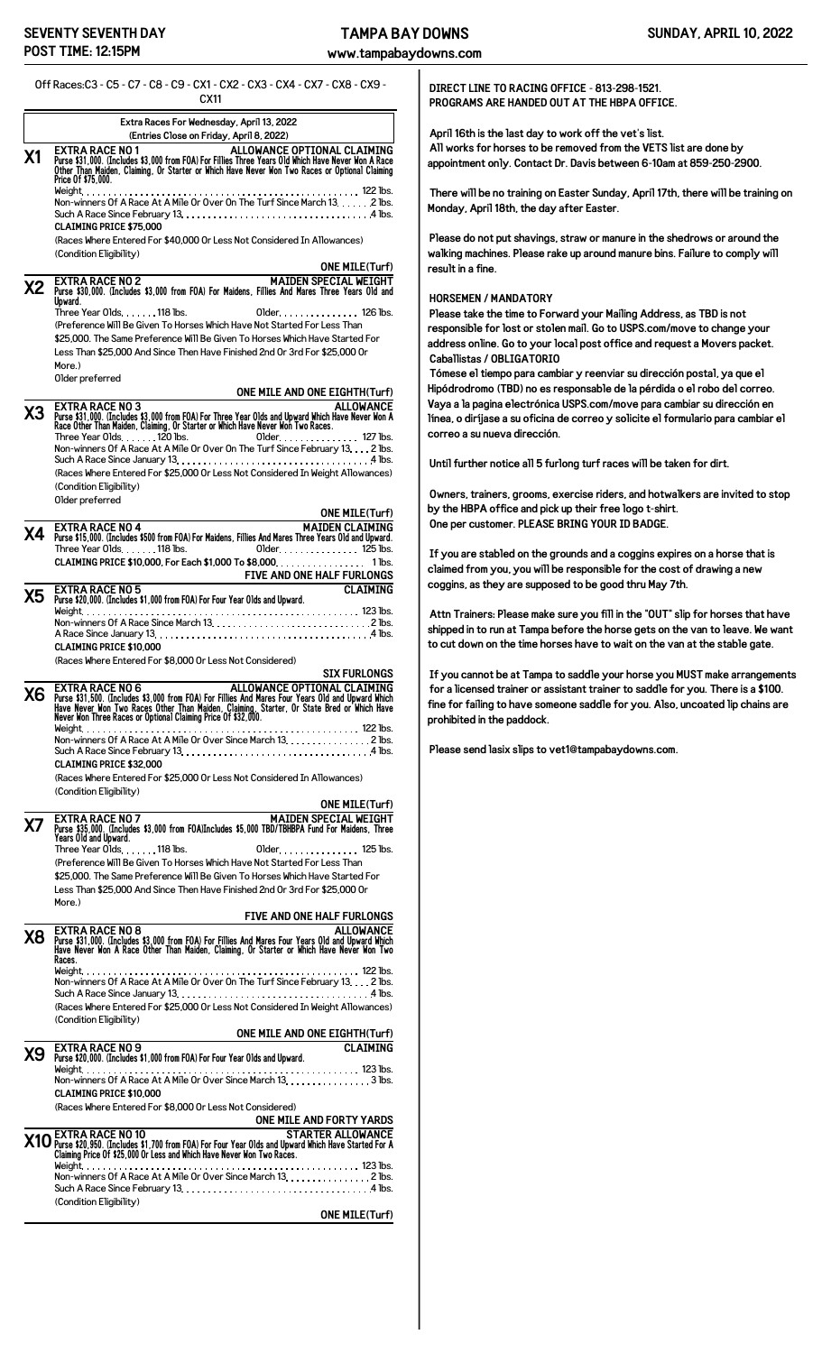Off Races:C3 - C5 - C7 - C8 - C9 - CX1 - CX2 - CX3 - CX4 - CX7 - CX8 - CX9 - CX11

## Extra Races For Wednesday, April 13, 2022
(Entries Close on Friday, April 8, 2022)

### X1 EXTRA RACE NO 1 — ALLOWANCE OPTIONAL CLAIMING
Purse $31,000. (Includes $3,000 from FOA) For Fillies Three Years Old Which Have Never Won A Race Other Than Maiden, Claiming, Or Starter or Which Have Never Won Two Races or Optional Claiming Price Of $75,000.

Weight. . . . . 122 lbs.
Non-winners Of A Race At A Mile Or Over On The Turf Since March 13. . . . . 2 lbs.
Such A Race Since February 13. . . . . 4 lbs.
**CLAIMING PRICE $75,000**
(Races Where Entered For $40,000 Or Less Not Considered In Allowances)
(Condition Eligibility)

**ONE MILE(Turf)**

### X2 EXTRA RACE NO 2 — MAIDEN SPECIAL WEIGHT
Purse $30,000. (Includes $3,000 from FOA) For Maidens, Fillies And Mares Three Years Old and Upward.

Three Year Olds. . . . . 118 lbs. Older. . . . . 126 lbs.
(Preference Will Be Given To Horses Which Have Not Started For Less Than $25,000. The Same Preference Will Be Given To Horses Which Have Started For Less Than $25,000 And Since Then Have Finished 2nd Or 3rd For $25,000 Or More.)
Older preferred

**ONE MILE AND ONE EIGHTH(Turf)**

### X3 EXTRA RACE NO 3 — ALLOWANCE
Purse $31,000. (Includes $3,000 from FOA) For Three Year Olds and Upward Which Have Never Won A Race Other Than Maiden, Claiming, Or Starter or Which Have Never Won Two Races.

Three Year Olds. . . . . 120 lbs. Older. . . . . 127 lbs.
Non-winners Of A Race At A Mile Or Over On The Turf Since February 13. . . . 2 lbs.
Such A Race Since January 13. . . . . 4 lbs.
(Races Where Entered For $25,000 Or Less Not Considered In Weight Allowances)
(Condition Eligibility)
Older preferred

**ONE MILE(Turf)**

### X4 EXTRA RACE NO 4 — MAIDEN CLAIMING
Purse $15,000. (Includes $500 from FOA) For Maidens, Fillies And Mares Three Years Old and Upward.

Three Year Olds. . . . . 118 lbs. Older. . . . . 125 lbs.
CLAIMING PRICE $10,000, For Each $1,000 To $8,000. . . . . 1 lbs.

**FIVE AND ONE HALF FURLONGS**

### X5 EXTRA RACE NO 5 — CLAIMING
Purse $20,000. (Includes $1,000 from FOA) For Four Year Olds and Upward.

Weight. . . . . 123 lbs.
Non-winners Of A Race Since March 13. . . . . 2 lbs.
A Race Since January 13. . . . . 4 lbs.
**CLAIMING PRICE $10,000**
(Races Where Entered For $8,000 Or Less Not Considered)

**SIX FURLONGS**

### X6 EXTRA RACE NO 6 — ALLOWANCE OPTIONAL CLAIMING
Purse $31,500. (Includes $3,000 from FOA) For Fillies And Mares Four Years Old and Upward Which Have Never Won Two Races Other Than Maiden, Claiming, Starter, Or State Bred or Which Have Never Won Three Races or Optional Claiming Price Of $32,000.

Weight. . . . . 122 lbs.
Non-winners Of A Race At A Mile Or Over Since March 13. . . . . 2 lbs.
Such A Race Since February 13. . . . . 4 lbs.
**CLAIMING PRICE $32,000**
(Races Where Entered For $25,000 Or Less Not Considered In Allowances)
(Condition Eligibility)

**ONE MILE(Turf)**

### X7 EXTRA RACE NO 7 — MAIDEN SPECIAL WEIGHT
Purse $35,000. (Includes $3,000 from FOA)Includes $5,000 TBD/TBHBPA Fund For Maidens, Three Years Old and Upward.

Three Year Olds. . . . . 118 lbs. Older. . . . . 125 lbs.
(Preference Will Be Given To Horses Which Have Not Started For Less Than $25,000. The Same Preference Will Be Given To Horses Which Have Started For Less Than $25,000 And Since Then Have Finished 2nd Or 3rd For $25,000 Or More.)

**FIVE AND ONE HALF FURLONGS**

### X8 EXTRA RACE NO 8 — ALLOWANCE
Purse $31,000. (Includes $3,000 from FOA) For Fillies And Mares Four Years Old and Upward Which Have Never Won A Race Other Than Maiden, Claiming, Or Starter or Which Have Never Won Two Races.

Weight. . . . . 122 lbs.
Non-winners Of A Race At A Mile Or Over On The Turf Since February 13. . . 2 lbs.
Such A Race Since January 13. . . . . 4 lbs.
(Races Where Entered For $25,000 Or Less Not Considered In Weight Allowances)
(Condition Eligibility)

**ONE MILE AND ONE EIGHTH(Turf)**

### X9 EXTRA RACE NO 9 — CLAIMING
Purse $20,000. (Includes $1,000 from FOA) For Four Year Olds and Upward.

Weight. . . . . 123 lbs.
Non-winners Of A Race At A Mile Or Over Since March 13. . . . . 3 lbs.
**CLAIMING PRICE $10,000**
(Races Where Entered For $8,000 Or Less Not Considered)

**ONE MILE AND FORTY YARDS**

### X10 EXTRA RACE NO 10 — STARTER ALLOWANCE
Purse $20,950. (Includes $1,700 from FOA) For Four Year Olds and Upward Which Have Started For A Claiming Price Of $25,000 Or Less and Which Have Never Won Two Races.

Weight. . . . . 123 lbs.
Non-winners Of A Race At A Mile Or Over Since March 13. . . . . 2 lbs.
Such A Race Since February 13. . . . . 4 lbs.
(Condition Eligibility)

**ONE MILE(Turf)**

---

DIRECT LINE TO RACING OFFICE - 813-298-1521.
PROGRAMS ARE HANDED OUT AT THE HBPA OFFICE.

April 16th is the last day to work off the vet's list.
All works for horses to be removed from the VETS list are done by appointment only. Contact Dr. Davis between 6-10am at 859-250-2900.

There will be no training on Easter Sunday, April 17th, there will be training on Monday, April 18th, the day after Easter.

Please do not put shavings, straw or manure in the shedrows or around the walking machines. Please rake up around manure bins. Failure to comply will result in a fine.

**HORSEMEN / MANDATORY**
Please take the time to Forward your Mailing Address, as TBD is not responsible for lost or stolen mail. Go to USPS.com/move to change your address online. Go to your local post office and request a Movers packet.

**Caballistas / OBLIGATORIO**
Tómese el tiempo para cambiar y reenviar su dirección postal, ya que el Hipódrodromo (TBD) no es responsable de la pérdida o el robo del correo. Vaya a la pagina electrónica USPS.com/move para cambiar su dirección en línea, o diríjase a su oficina de correo y solicite el formulario para cambiar el correo a su nueva dirección.

Until further notice all 5 furlong turf races will be taken for dirt.

Owners, trainers, grooms, exercise riders, and hotwalkers are invited to stop by the HBPA office and pick up their free logo t-shirt.
One per customer. PLEASE BRING YOUR ID BADGE.

If you are stabled on the grounds and a coggins expires on a horse that is claimed from you, you will be responsible for the cost of drawing a new coggins, as they are supposed to be good thru May 7th.

Attn Trainers: Please make sure you fill in the "OUT" slip for horses that have shipped in to run at Tampa before the horse gets on the van to leave. We want to cut down on the time horses have to wait on the van at the stable gate.

If you cannot be at Tampa to saddle your horse you MUST make arrangements for a licensed trainer or assistant trainer to saddle for you. There is a $100. fine for failing to have someone saddle for you. Also, uncoated lip chains are prohibited in the paddock.

Please send lasix slips to vet1@tampabaydowns.com.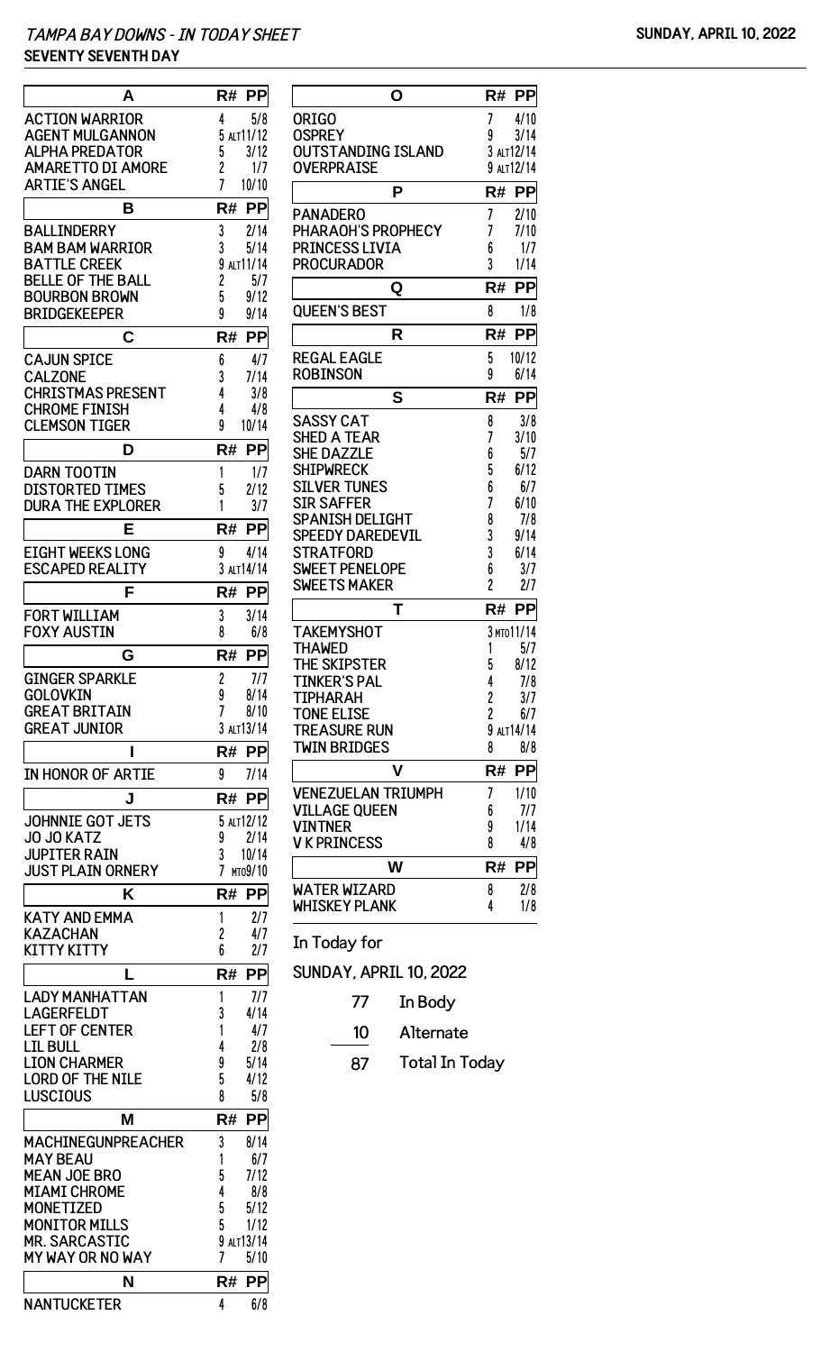*TAMPA BAY DOWNS - IN TODAY SHEET*

**SEVENTY SEVENTH DAY**

**SUNDAY, APRIL 10, 2022**

| A | R# | PP |
|---|---|---|
| ACTION WARRIOR | 4 | 5/8 |
| AGENT MULGANNON | 5 ALT | 11/12 |
| ALPHA PREDATOR | 5 | 3/12 |
| AMARETTO DI AMORE | 2 | 1/7 |
| ARTIE'S ANGEL | 7 | 10/10 |
| **B** | **R#** | **PP** |
| BALLINDERRY | 3 | 2/14 |
| BAM BAM WARRIOR | 3 | 5/14 |
| BATTLE CREEK | 9 ALT | 11/14 |
| BELLE OF THE BALL | 2 | 5/7 |
| BOURBON BROWN | 5 | 9/12 |
| BRIDGEKEEPER | 9 | 9/14 |
| **C** | **R#** | **PP** |
| CAJUN SPICE | 6 | 4/7 |
| CALZONE | 3 | 7/14 |
| CHRISTMAS PRESENT | 4 | 3/8 |
| CHROME FINISH | 4 | 4/8 |
| CLEMSON TIGER | 9 | 10/14 |
| **D** | **R#** | **PP** |
| DARN TOOTIN | 1 | 1/7 |
| DISTORTED TIMES | 5 | 2/12 |
| DURA THE EXPLORER | 1 | 3/7 |
| **E** | **R#** | **PP** |
| EIGHT WEEKS LONG | 9 | 4/14 |
| ESCAPED REALITY | 3 ALT | 14/14 |
| **F** | **R#** | **PP** |
| FORT WILLIAM | 3 | 3/14 |
| FOXY AUSTIN | 8 | 6/8 |
| **G** | **R#** | **PP** |
| GINGER SPARKLE | 2 | 7/7 |
| GOLOVKIN | 9 | 8/14 |
| GREAT BRITAIN | 7 | 8/10 |
| GREAT JUNIOR | 3 ALT | 13/14 |
| **I** | **R#** | **PP** |
| IN HONOR OF ARTIE | 9 | 7/14 |
| **J** | **R#** | **PP** |
| JOHNNIE GOT JETS | 5 ALT | 12/12 |
| JO JO KATZ | 9 | 2/14 |
| JUPITER RAIN | 3 | 10/14 |
| JUST PLAIN ORNERY | 7 MTO | 9/10 |
| **K** | **R#** | **PP** |
| KATY AND EMMA | 1 | 2/7 |
| KAZACHAN | 2 | 4/7 |
| KITTY KITTY | 6 | 2/7 |
| **L** | **R#** | **PP** |
| LADY MANHATTAN | 1 | 7/7 |
| LAGERFELDT | 3 | 4/14 |
| LEFT OF CENTER | 1 | 4/7 |
| LIL BULL | 4 | 2/8 |
| LION CHARMER | 9 | 5/14 |
| LORD OF THE NILE | 5 | 4/12 |
| LUSCIOUS | 8 | 5/8 |
| **M** | **R#** | **PP** |
| MACHINEGUNPREACHER | 3 | 8/14 |
| MAY BEAU | 1 | 6/7 |
| MEAN JOE BRO | 5 | 7/12 |
| MIAMI CHROME | 4 | 8/8 |
| MONETIZED | 5 | 5/12 |
| MONITOR MILLS | 5 | 1/12 |
| MR. SARCASTIC | 9 ALT | 13/14 |
| MY WAY OR NO WAY | 7 | 5/10 |
| **N** | **R#** | **PP** |
| NANTUCKETER | 4 | 6/8 |
| **O** | **R#** | **PP** |
| ORIGO | 7 | 4/10 |
| OSPREY | 9 | 3/14 |
| OUTSTANDING ISLAND | 3 ALT | 12/14 |
| OVERPRAISE | 9 ALT | 12/14 |
| **P** | **R#** | **PP** |
| PANADERO | 7 | 2/10 |
| PHARAOH'S PROPHECY | 7 | 7/10 |
| PRINCESS LIVIA | 6 | 1/7 |
| PROCURADOR | 3 | 1/14 |
| **Q** | **R#** | **PP** |
| QUEEN'S BEST | 8 | 1/8 |
| **R** | **R#** | **PP** |
| REGAL EAGLE | 5 | 10/12 |
| ROBINSON | 9 | 6/14 |
| **S** | **R#** | **PP** |
| SASSY CAT | 8 | 3/8 |
| SHED A TEAR | 7 | 3/10 |
| SHE DAZZLE | 6 | 5/7 |
| SHIPWRECK | 5 | 6/12 |
| SILVER TUNES | 6 | 6/7 |
| SIR SAFFER | 7 | 6/10 |
| SPANISH DELIGHT | 8 | 7/8 |
| SPEEDY DAREDEVIL | 3 | 9/14 |
| STRATFORD | 3 | 6/14 |
| SWEET PENELOPE | 6 | 3/7 |
| SWEETS MAKER | 2 | 2/7 |
| **T** | **R#** | **PP** |
| TAKEMYSHOT | 3 MTO | 11/14 |
| THAWED | 1 | 5/7 |
| THE SKIPSTER | 5 | 8/12 |
| TINKER'S PAL | 4 | 7/8 |
| TIPHARAH | 2 | 3/7 |
| TONE ELISE | 2 | 6/7 |
| TREASURE RUN | 9 ALT | 14/14 |
| TWIN BRIDGES | 8 | 8/8 |
| **V** | **R#** | **PP** |
| VENEZUELAN TRIUMPH | 7 | 1/10 |
| VILLAGE QUEEN | 6 | 7/7 |
| VINTNER | 9 | 1/14 |
| V K PRINCESS | 8 | 4/8 |
| **W** | **R#** | **PP** |
| WATER WIZARD | 8 | 2/8 |
| WHISKEY PLANK | 4 | 1/8 |

In Today for

SUNDAY, APRIL 10, 2022

| | |
|---|---|
| 77 | In Body |
| 10 | Alternate |
| 87 | Total In Today |